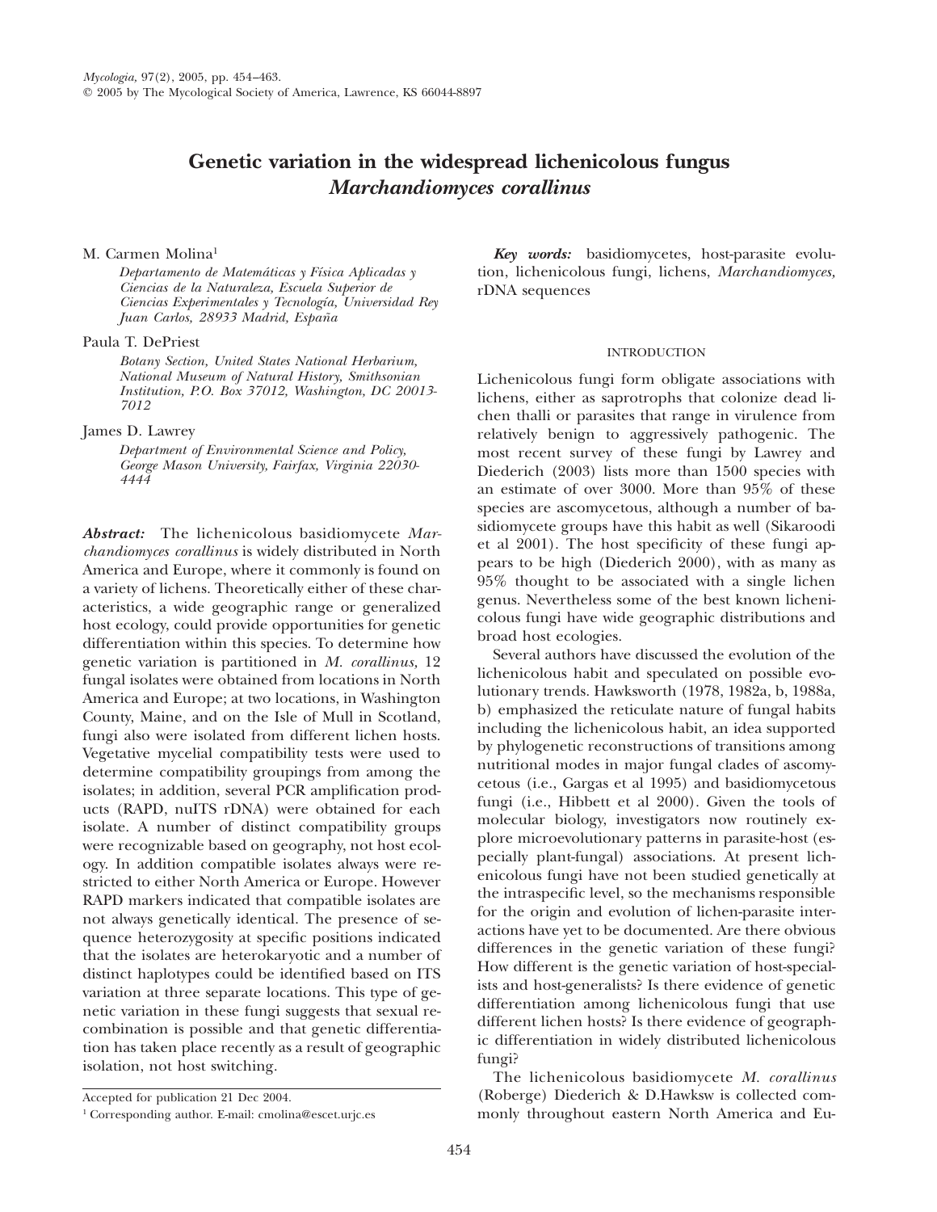# Genetic variation in the widespread lichenicolous fungus *Marchandiomyces corallinus*

M. Carmen Molina[1]

*Departamento de Matemáticas y Física Aplicadas y Ciencias de la Naturaleza, Escuela Superior de Ciencias Experimentales y Tecnología, Universidad Rey Juan Carlos, 28933 Madrid, España*

Paula T. DePriest

*Botany Section, United States National Herbarium, National Museum of Natural History, Smithsonian Institution, P.O. Box 37012, Washington, DC 20013-7012*

James D. Lawrey

*Department of Environmental Science and Policy, George Mason University, Fairfax, Virginia 22030-4444*

***Abstract:*** The lichenicolous basidiomycete *Marchandiomyces corallinus* is widely distributed in North America and Europe, where it commonly is found on a variety of lichens. Theoretically either of these characteristics, a wide geographic range or generalized host ecology, could provide opportunities for genetic differentiation within this species. To determine how genetic variation is partitioned in *M. corallinus,* 12 fungal isolates were obtained from locations in North America and Europe; at two locations, in Washington County, Maine, and on the Isle of Mull in Scotland, fungi also were isolated from different lichen hosts. Vegetative mycelial compatibility tests were used to determine compatibility groupings from among the isolates; in addition, several PCR amplification products (RAPD, nuITS rDNA) were obtained for each isolate. A number of distinct compatibility groups were recognizable based on geography, not host ecology. In addition compatible isolates always were restricted to either North America or Europe. However RAPD markers indicated that compatible isolates are not always genetically identical. The presence of sequence heterozygosity at specific positions indicated that the isolates are heterokaryotic and a number of distinct haplotypes could be identified based on ITS variation at three separate locations. This type of genetic variation in these fungi suggests that sexual recombination is possible and that genetic differentiation has taken place recently as a result of geographic isolation, not host switching.

***Key words:*** basidiomycetes, host-parasite evolution, lichenicolous fungi, lichens, *Marchandiomyces,* rDNA sequences

## INTRODUCTION

Lichenicolous fungi form obligate associations with lichens, either as saprotrophs that colonize dead lichen thalli or parasites that range in virulence from relatively benign to aggressively pathogenic. The most recent survey of these fungi by Lawrey and Diederich (2003) lists more than 1500 species with an estimate of over 3000. More than 95% of these species are ascomycetous, although a number of basidiomycete groups have this habit as well (Sikaroodi et al 2001). The host specificity of these fungi appears to be high (Diederich 2000), with as many as 95% thought to be associated with a single lichen genus. Nevertheless some of the best known lichenicolous fungi have wide geographic distributions and broad host ecologies.

Several authors have discussed the evolution of the lichenicolous habit and speculated on possible evolutionary trends. Hawksworth (1978, 1982a, b, 1988a, b) emphasized the reticulate nature of fungal habits including the lichenicolous habit, an idea supported by phylogenetic reconstructions of transitions among nutritional modes in major fungal clades of ascomycetous (i.e., Gargas et al 1995) and basidiomycetous fungi (i.e., Hibbett et al 2000). Given the tools of molecular biology, investigators now routinely explore microevolutionary patterns in parasite-host (especially plant-fungal) associations. At present lichenicolous fungi have not been studied genetically at the intraspecific level, so the mechanisms responsible for the origin and evolution of lichen-parasite interactions have yet to be documented. Are there obvious differences in the genetic variation of these fungi? How different is the genetic variation of host-specialists and host-generalists? Is there evidence of genetic differentiation among lichenicolous fungi that use different lichen hosts? Is there evidence of geographic differentiation in widely distributed lichenicolous fungi?

The lichenicolous basidiomycete *M. corallinus* (Roberge) Diederich & D.Hawksw is collected commonly throughout eastern North America and Eu-

Accepted for publication 21 Dec 2004.

[1] Corresponding author. E-mail: cmolina@escet.urjc.es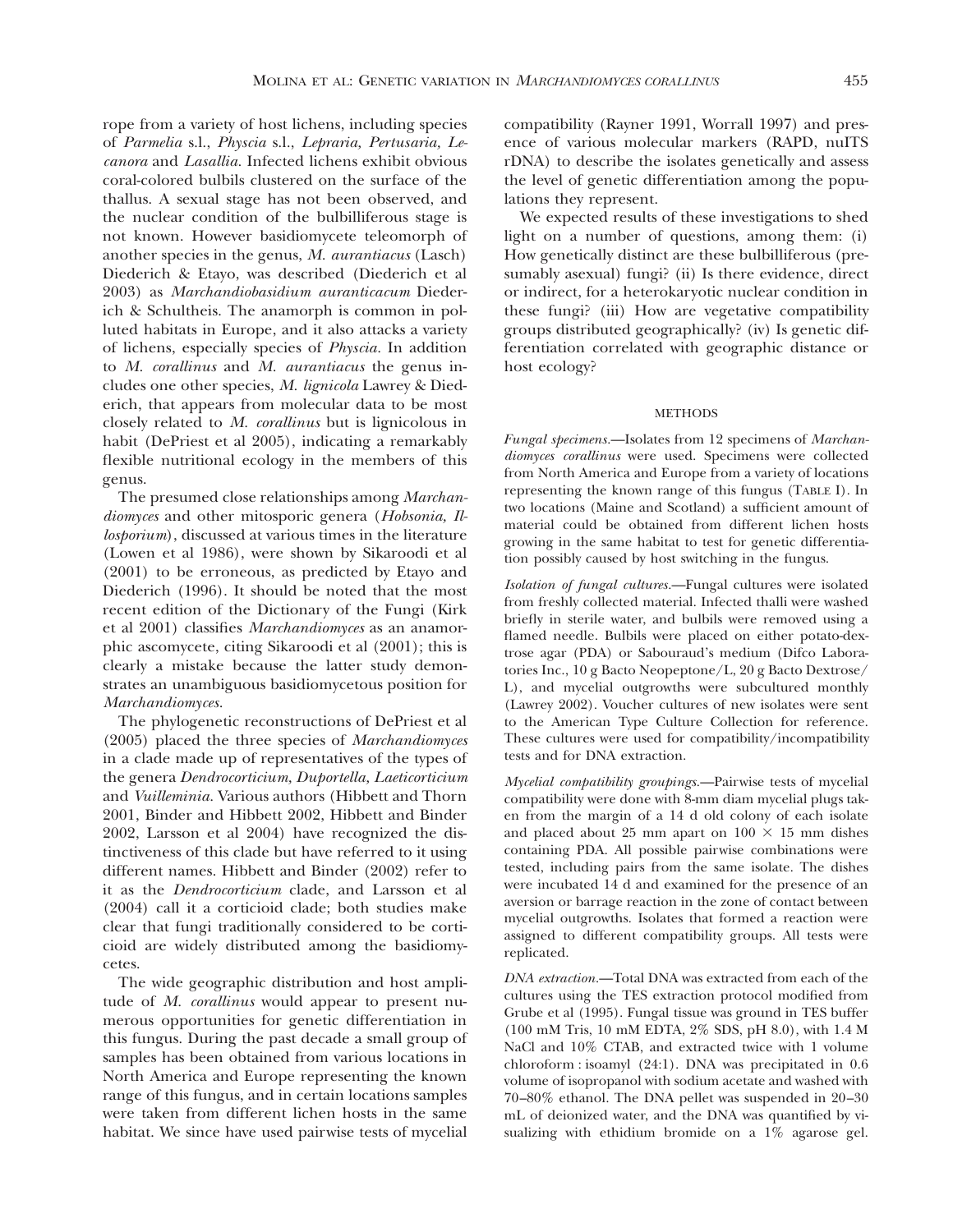rope from a variety of host lichens, including species of *Parmelia* s.l., *Physcia* s.l., *Lepraria, Pertusaria, Lecanora* and *Lasallia*. Infected lichens exhibit obvious coral-colored bulbils clustered on the surface of the thallus. A sexual stage has not been observed, and the nuclear condition of the bulbilliferous stage is not known. However basidiomycete teleomorph of another species in the genus, *M. aurantiacus* (Lasch) Diederich & Etayo, was described (Diederich et al 2003) as *Marchandiobasidium auranticacum* Diederich & Schultheis. The anamorph is common in polluted habitats in Europe, and it also attacks a variety of lichens, especially species of *Physcia*. In addition to *M. corallinus* and *M. aurantiacus* the genus includes one other species, *M. lignicola* Lawrey & Diederich, that appears from molecular data to be most closely related to *M. corallinus* but is lignicolous in habit (DePriest et al 2005), indicating a remarkably flexible nutritional ecology in the members of this genus.

The presumed close relationships among *Marchandiomyces* and other mitosporic genera (*Hobsonia, Illosporium*), discussed at various times in the literature (Lowen et al 1986), were shown by Sikaroodi et al (2001) to be erroneous, as predicted by Etayo and Diederich (1996). It should be noted that the most recent edition of the Dictionary of the Fungi (Kirk et al 2001) classifies *Marchandiomyces* as an anamorphic ascomycete, citing Sikaroodi et al (2001); this is clearly a mistake because the latter study demonstrates an unambiguous basidiomycetous position for *Marchandiomyces*.

The phylogenetic reconstructions of DePriest et al (2005) placed the three species of *Marchandiomyces* in a clade made up of representatives of the types of the genera *Dendrocorticium, Duportella, Laeticorticium* and *Vuilleminia*. Various authors (Hibbett and Thorn 2001, Binder and Hibbett 2002, Hibbett and Binder 2002, Larsson et al 2004) have recognized the distinctiveness of this clade but have referred to it using different names. Hibbett and Binder (2002) refer to it as the *Dendrocorticium* clade, and Larsson et al (2004) call it a corticioid clade; both studies make clear that fungi traditionally considered to be corticioid are widely distributed among the basidiomycetes.

The wide geographic distribution and host amplitude of *M. corallinus* would appear to present numerous opportunities for genetic differentiation in this fungus. During the past decade a small group of samples has been obtained from various locations in North America and Europe representing the known range of this fungus, and in certain locations samples were taken from different lichen hosts in the same habitat. We since have used pairwise tests of mycelial compatibility (Rayner 1991, Worrall 1997) and presence of various molecular markers (RAPD, nuITS rDNA) to describe the isolates genetically and assess the level of genetic differentiation among the populations they represent.

We expected results of these investigations to shed light on a number of questions, among them: (i) How genetically distinct are these bulbilliferous (presumably asexual) fungi? (ii) Is there evidence, direct or indirect, for a heterokaryotic nuclear condition in these fungi? (iii) How are vegetative compatibility groups distributed geographically? (iv) Is genetic differentiation correlated with geographic distance or host ecology?

## METHODS

*Fungal specimens.*—Isolates from 12 specimens of *Marchandiomyces corallinus* were used. Specimens were collected from North America and Europe from a variety of locations representing the known range of this fungus (TABLE I). In two locations (Maine and Scotland) a sufficient amount of material could be obtained from different lichen hosts growing in the same habitat to test for genetic differentiation possibly caused by host switching in the fungus.

*Isolation of fungal cultures.*—Fungal cultures were isolated from freshly collected material. Infected thalli were washed briefly in sterile water, and bulbils were removed using a flamed needle. Bulbils were placed on either potato-dextrose agar (PDA) or Sabouraud's medium (Difco Laboratories Inc., 10 g Bacto Neopeptone/L, 20 g Bacto Dextrose/L), and mycelial outgrowths were subcultured monthly (Lawrey 2002). Voucher cultures of new isolates were sent to the American Type Culture Collection for reference. These cultures were used for compatibility/incompatibility tests and for DNA extraction.

*Mycelial compatibility groupings.*—Pairwise tests of mycelial compatibility were done with 8-mm diam mycelial plugs taken from the margin of a 14 d old colony of each isolate and placed about 25 mm apart on $100 \times 15$ mm dishes containing PDA. All possible pairwise combinations were tested, including pairs from the same isolate. The dishes were incubated 14 d and examined for the presence of an aversion or barrage reaction in the zone of contact between mycelial outgrowths. Isolates that formed a reaction were assigned to different compatibility groups. All tests were replicated.

*DNA extraction.*—Total DNA was extracted from each of the cultures using the TES extraction protocol modified from Grube et al (1995). Fungal tissue was ground in TES buffer (100 mM Tris, 10 mM EDTA, 2% SDS, pH 8.0), with 1.4 M NaCl and 10% CTAB, and extracted twice with 1 volume chloroform : isoamyl (24:1). DNA was precipitated in 0.6 volume of isopropanol with sodium acetate and washed with 70–80% ethanol. The DNA pellet was suspended in 20–30 mL of deionized water, and the DNA was quantified by visualizing with ethidium bromide on a 1% agarose gel.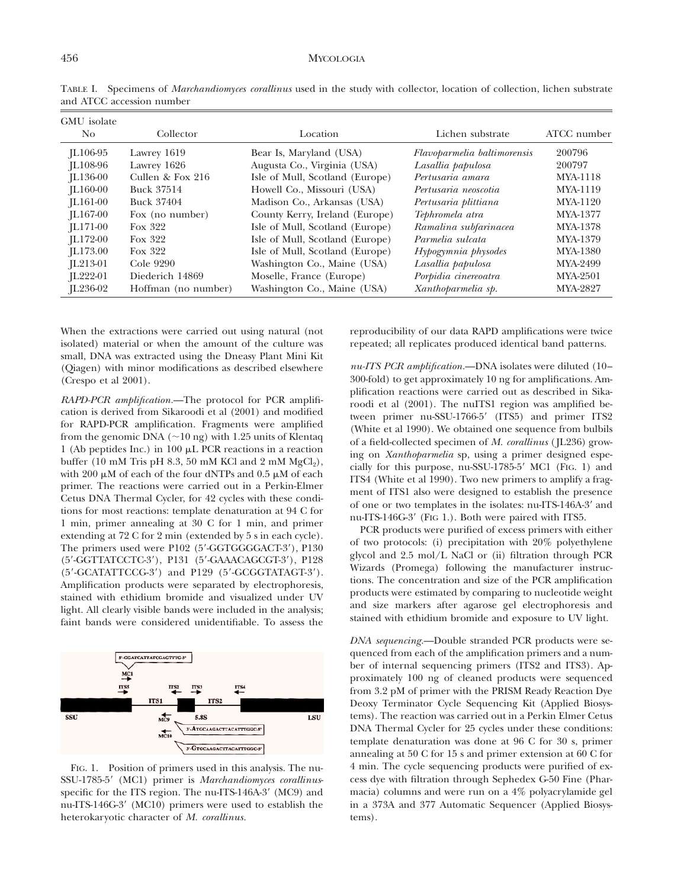TABLE I. Specimens of *Marchandiomyces corallinus* used in the study with collector, location of collection, lichen substrate and ATCC accession number

| GMU isolate No | Collector | Location | Lichen substrate | ATCC number |
|---|---|---|---|---|
| JL106-95 | Lawrey 1619 | Bear Is, Maryland (USA) | *Flavoparmelia baltimorensis* | 200796 |
| JL108-96 | Lawrey 1626 | Augusta Co., Virginia (USA) | *Lasallia papulosa* | 200797 |
| JL136-00 | Cullen & Fox 216 | Isle of Mull, Scotland (Europe) | *Pertusaria amara* | MYA-1118 |
| JL160-00 | Buck 37514 | Howell Co., Missouri (USA) | *Pertusaria neoscotia* | MYA-1119 |
| JL161-00 | Buck 37404 | Madison Co., Arkansas (USA) | *Pertusaria plittiana* | MYA-1120 |
| JL167-00 | Fox (no number) | County Kerry, Ireland (Europe) | *Tephromela atra* | MYA-1377 |
| JL171-00 | Fox 322 | Isle of Mull, Scotland (Europe) | *Ramalina subfarinacea* | MYA-1378 |
| JL172-00 | Fox 322 | Isle of Mull, Scotland (Europe) | *Parmelia sulcata* | MYA-1379 |
| JL173.00 | Fox 322 | Isle of Mull, Scotland (Europe) | *Hypogymnia physodes* | MYA-1380 |
| JL213-01 | Cole 9290 | Washington Co., Maine (USA) | *Lasallia papulosa* | MYA-2499 |
| JL222-01 | Diederich 14869 | Moselle, France (Europe) | *Porpidia cinereoatra* | MYA-2501 |
| JL236-02 | Hoffman (no number) | Washington Co., Maine (USA) | *Xanthoparmelia sp.* | MYA-2827 |

When the extractions were carried out using natural (not isolated) material or when the amount of the culture was small, DNA was extracted using the Dneasy Plant Mini Kit (Qiagen) with minor modifications as described elsewhere (Crespo et al 2001).

*RAPD-PCR amplification*.—The protocol for PCR amplification is derived from Sikaroodi et al (2001) and modified for RAPD-PCR amplification. Fragments were amplified from the genomic DNA (~10 ng) with 1.25 units of Klentaq 1 (Ab peptides Inc.) in 100 μL PCR reactions in a reaction buffer (10 mM Tris pH 8.3, 50 mM KCl and 2 mM $MgCl_2$), with 200 μM of each of the four dNTPs and 0.5 μM of each primer. The reactions were carried out in a Perkin-Elmer Cetus DNA Thermal Cycler, for 42 cycles with these conditions for most reactions: template denaturation at 94 C for 1 min, primer annealing at 30 C for 1 min, and primer extending at 72 C for 2 min (extended by 5 s in each cycle). The primers used were P102 (5′-GGTGGGGACT-3′), P130 (5′-GGTTATCCTC-3′), P131 (5′-GAAACAGCGT-3′), P128 (5′-GCATATTCCG-3′) and P129 (5′-GCGGTATAGT-3′). Amplification products were separated by electrophoresis, stained with ethidium bromide and visualized under UV light. All clearly visible bands were included in the analysis; faint bands were considered unidentifiable. To assess the reproducibility of our data RAPD amplifications were twice repeated; all replicates produced identical band patterns.

5′-GGATCATTATCGAGTTTG-3′
MC1
ITS5
ITS2
ITS3
ITS4
ITS1
ITS2
SSU
MC9
5.8S
LSU
MC10
3′-ATGCAAGACTTACATTTGGC-5′
3′-GTGCAAGACTTACATTTGGC-5′

FIG. 1. Position of primers used in this analysis. The nu-SSU-1785-5′ (MC1) primer is *Marchandiomyces corallinus*-specific for the ITS region. The nu-ITS-146A-3′ (MC9) and nu-ITS-146G-3′ (MC10) primers were used to establish the heterokaryotic character of *M. corallinus*.

*nu-ITS PCR amplification*.—DNA isolates were diluted (10–300-fold) to get approximately 10 ng for amplifications. Amplification reactions were carried out as described in Sikaroodi et al (2001). The nuITS1 region was amplified between primer nu-SSU-1766-5′ (ITS5) and primer ITS2 (White et al 1990). We obtained one sequence from bulbils of a field-collected specimen of *M. corallinus* (JL236) growing on *Xanthoparmelia* sp, using a primer designed especially for this purpose, nu-SSU-1785-5′ MC1 (FIG. 1) and ITS4 (White et al 1990). Two new primers to amplify a fragment of ITS1 also were designed to establish the presence of one or two templates in the isolates: nu-ITS-146A-3′ and nu-ITS-146G-3′ (FIG 1.). Both were paired with ITS5.

PCR products were purified of excess primers with either of two protocols: (i) precipitation with 20% polyethylene glycol and 2.5 mol/L NaCl or (ii) filtration through PCR Wizards (Promega) following the manufacturer instructions. The concentration and size of the PCR amplification products were estimated by comparing to nucleotide weight and size markers after agarose gel electrophoresis and stained with ethidium bromide and exposure to UV light.

*DNA sequencing*.—Double stranded PCR products were sequenced from each of the amplification primers and a number of internal sequencing primers (ITS2 and ITS3). Approximately 100 ng of cleaned products were sequenced from 3.2 pM of primer with the PRISM Ready Reaction Dye Deoxy Terminator Cycle Sequencing Kit (Applied Biosystems). The reaction was carried out in a Perkin Elmer Cetus DNA Thermal Cycler for 25 cycles under these conditions: template denaturation was done at 96 C for 30 s, primer annealing at 50 C for 15 s and primer extension at 60 C for 4 min. The cycle sequencing products were purified of excess dye with filtration through Sephedex G-50 Fine (Pharmacia) columns and were run on a 4% polyacrylamide gel in a 373A and 377 Automatic Sequencer (Applied Biosystems).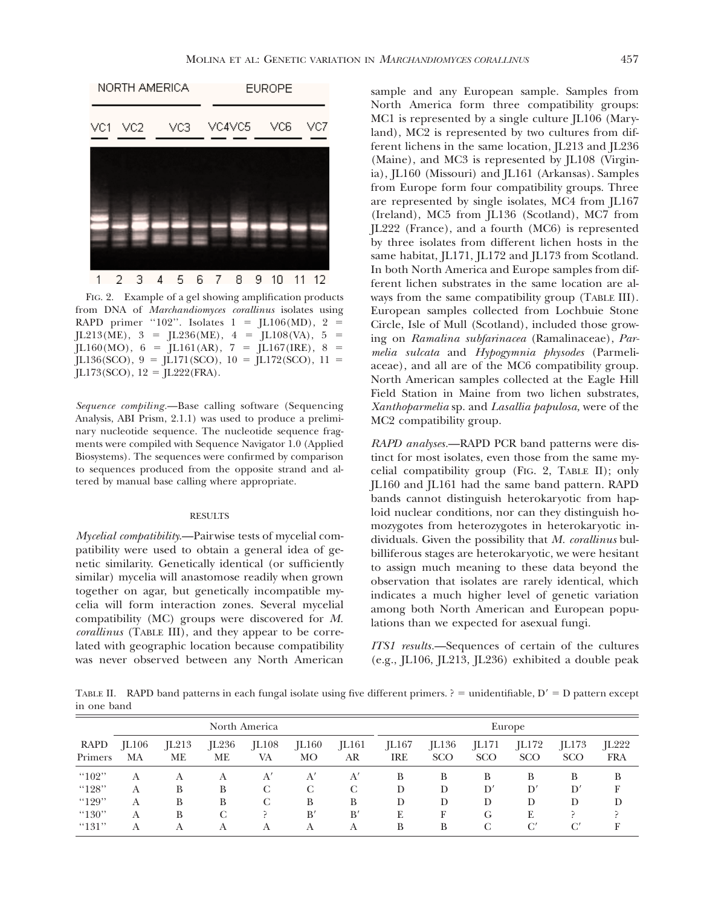NORTH AMERICA

EUROPE

VC1 VC2 VC3 VC4 VC5 VC6 VC7

1 2 3 4 5 6 7 8 9 10 11 12

FIG. 2. Example of a gel showing amplification products from DNA of *Marchandiomyces corallinus* isolates using RAPD primer ''102''. Isolates 1 = JL106(MD), 2 = JL213(ME), 3 = JL236(ME), 4 = JL108(VA), 5 = JL160(MO), 6 = JL161(AR), 7 = JL167(IRE), 8 = JL136(SCO), 9 = JL171(SCO), 10 = JL172(SCO), 11 = JL173(SCO), 12 = JL222(FRA).

*Sequence compiling.*—Base calling software (Sequencing Analysis, ABI Prism, 2.1.1) was used to produce a preliminary nucleotide sequence. The nucleotide sequence fragments were compiled with Sequence Navigator 1.0 (Applied Biosystems). The sequences were confirmed by comparison to sequences produced from the opposite strand and altered by manual base calling where appropriate.

## RESULTS

*Mycelial compatibility.*—Pairwise tests of mycelial compatibility were used to obtain a general idea of genetic similarity. Genetically identical (or sufficiently similar) mycelia will anastomose readily when grown together on agar, but genetically incompatible mycelia will form interaction zones. Several mycelial compatibility (MC) groups were discovered for *M. corallinus* (TABLE III), and they appear to be correlated with geographic location because compatibility was never observed between any North American sample and any European sample. Samples from North America form three compatibility groups: MC1 is represented by a single culture JL106 (Maryland), MC2 is represented by two cultures from different lichens in the same location, JL213 and JL236 (Maine), and MC3 is represented by JL108 (Virginia), JL160 (Missouri) and JL161 (Arkansas). Samples from Europe form four compatibility groups. Three are represented by single isolates, MC4 from JL167 (Ireland), MC5 from JL136 (Scotland), MC7 from JL222 (France), and a fourth (MC6) is represented by three isolates from different lichen hosts in the same habitat, JL171, JL172 and JL173 from Scotland. In both North America and Europe samples from different lichen substrates in the same location are always from the same compatibility group (TABLE III). European samples collected from Lochbuie Stone Circle, Isle of Mull (Scotland), included those growing on *Ramalina subfarinacea* (Ramalinaceae), *Parmelia sulcata* and *Hypogymnia physodes* (Parmeliaceae), and all are of the MC6 compatibility group. North American samples collected at the Eagle Hill Field Station in Maine from two lichen substrates, *Xanthoparmelia* sp. and *Lasallia papulosa,* were of the MC2 compatibility group.

*RAPD analyses.*—RAPD PCR band patterns were distinct for most isolates, even those from the same mycelial compatibility group (FIG. 2, TABLE II); only JL160 and JL161 had the same band pattern. RAPD bands cannot distinguish heterokaryotic from haploid nuclear conditions, nor can they distinguish homozygotes from heterozygotes in heterokaryotic individuals. Given the possibility that *M. corallinus* bulbilliferous stages are heterokaryotic, we were hesitant to assign much meaning to these data beyond the observation that isolates are rarely identical, which indicates a much higher level of genetic variation among both North American and European populations than we expected for asexual fungi.

*ITS1 results.*—Sequences of certain of the cultures (e.g., JL106, JL213, JL236) exhibited a double peak

TABLE II. RAPD band patterns in each fungal isolate using five different primers. ? = unidentifiable, D′ = D pattern except in one band

| | North America | | | | | | Europe | | | | | |
|---|---|---|---|---|---|---|---|---|---|---|---|---|
| RAPD Primers | JL106 MA | JL213 ME | JL236 ME | JL108 VA | JL160 MO | JL161 AR | JL167 IRE | JL136 SCO | JL171 SCO | JL172 SCO | JL173 SCO | JL222 FRA |
| ''102'' | A | A | A | A′ | A′ | A′ | B | B | B | B | B | B |
| ''128'' | A | B | B | C | C | C | D | D | D′ | D′ | D′ | F |
| ''129'' | A | B | B | C | B | B | D | D | D | D | D | D |
| ''130'' | A | B | C | ? | B′ | B′ | E | F | G | E | ? | ? |
| ''131'' | A | A | A | A | A | A | B | B | C | C′ | C′ | F |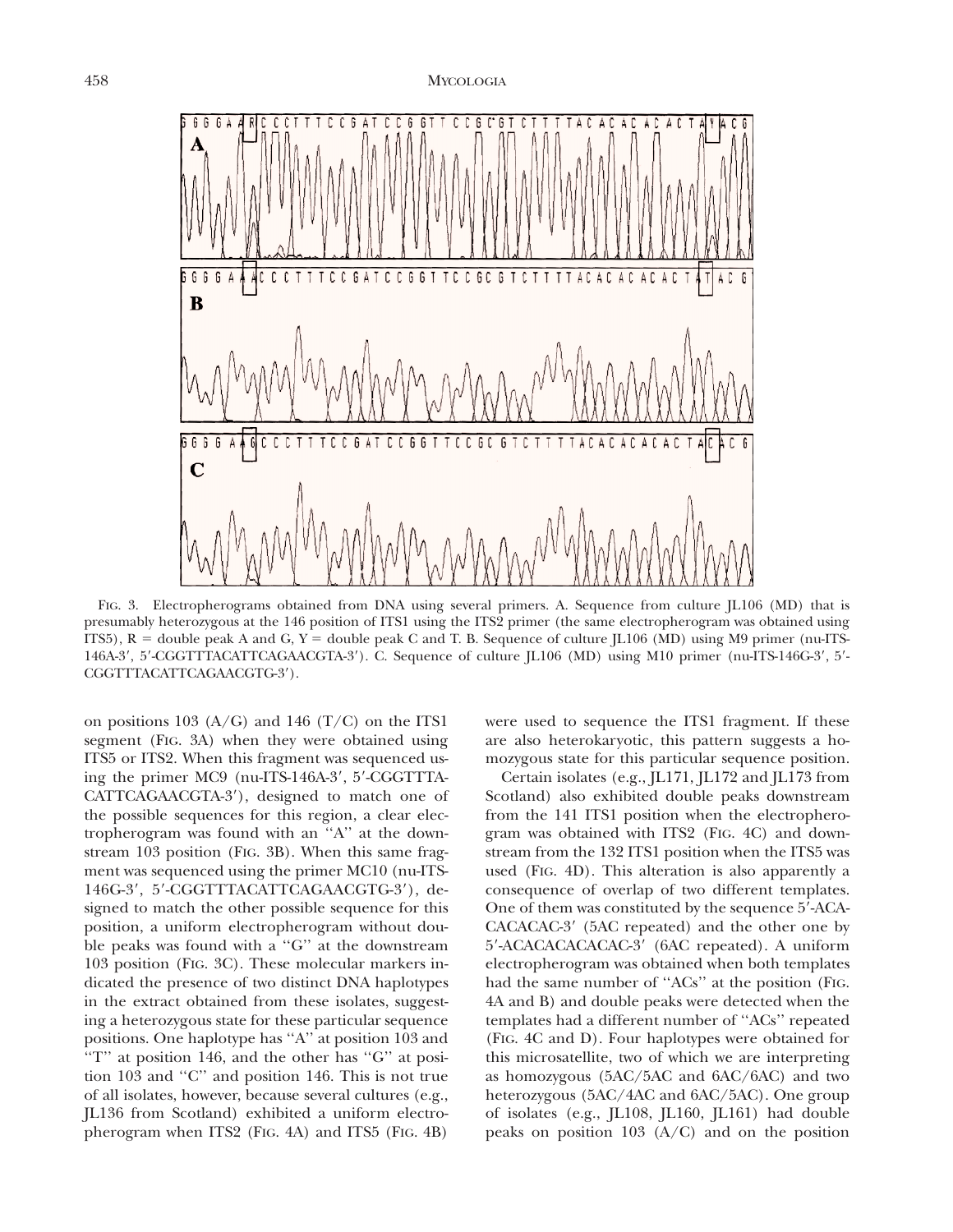FIG. 3. Electropherograms obtained from DNA using several primers. A. Sequence from culture JL106 (MD) that is presumably heterozygous at the 146 position of ITS1 using the ITS2 primer (the same electropherogram was obtained using ITS5), R = double peak A and G, Y = double peak C and T. B. Sequence of culture JL106 (MD) using M9 primer (nu-ITS-146A-3′, 5′-CGGTTTACATTCAGAACGTA-3′). C. Sequence of culture JL106 (MD) using M10 primer (nu-ITS-146G-3′, 5′-CGGTTTACATTCAGAACGTG-3′).

on positions 103 (A/G) and 146 (T/C) on the ITS1 segment (FIG. 3A) when they were obtained using ITS5 or ITS2. When this fragment was sequenced using the primer MC9 (nu-ITS-146A-3′, 5′-CGGTTTACATTCAGAACGTA-3′), designed to match one of the possible sequences for this region, a clear electropherogram was found with an "A" at the downstream 103 position (FIG. 3B). When this same fragment was sequenced using the primer MC10 (nu-ITS-146G-3′, 5′-CGGTTTACATTCAGAACGTG-3′), designed to match the other possible sequence for this position, a uniform electropherogram without double peaks was found with a "G" at the downstream 103 position (FIG. 3C). These molecular markers indicated the presence of two distinct DNA haplotypes in the extract obtained from these isolates, suggesting a heterozygous state for these particular sequence positions. One haplotype has "A" at position 103 and "T" at position 146, and the other has "G" at position 103 and "C" and position 146. This is not true of all isolates, however, because several cultures (e.g., JL136 from Scotland) exhibited a uniform electropherogram when ITS2 (FIG. 4A) and ITS5 (FIG. 4B) were used to sequence the ITS1 fragment. If these are also heterokaryotic, this pattern suggests a homozygous state for this particular sequence position.

Certain isolates (e.g., JL171, JL172 and JL173 from Scotland) also exhibited double peaks downstream from the 141 ITS1 position when the electropherogram was obtained with ITS2 (FIG. 4C) and downstream from the 132 ITS1 position when the ITS5 was used (FIG. 4D). This alteration is also apparently a consequence of overlap of two different templates. One of them was constituted by the sequence 5′-ACACACACAC-3′ (5AC repeated) and the other one by 5′-ACACACACACAC-3′ (6AC repeated). A uniform electropherogram was obtained when both templates had the same number of "ACs" at the position (FIG. 4A and B) and double peaks were detected when the templates had a different number of "ACs" repeated (FIG. 4C and D). Four haplotypes were obtained for this microsatellite, two of which we are interpreting as homozygous (5AC/5AC and 6AC/6AC) and two heterozygous (5AC/4AC and 6AC/5AC). One group of isolates (e.g., JL108, JL160, JL161) had double peaks on position 103 (A/C) and on the position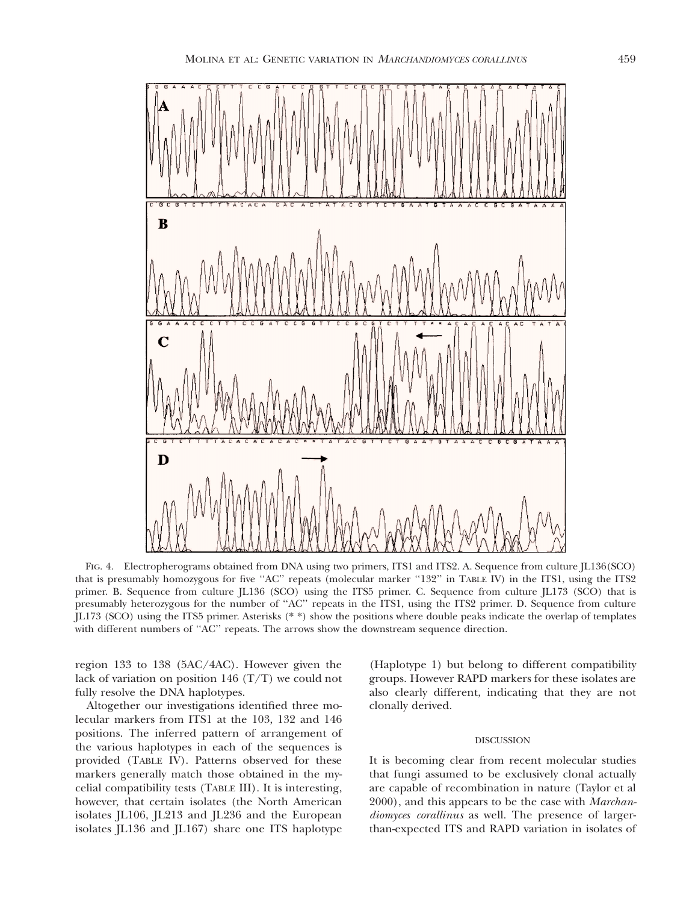A

B

C

D

FIG. 4. Electropherograms obtained from DNA using two primers, ITS1 and ITS2. A. Sequence from culture JL136(SCO) that is presumably homozygous for five ''AC'' repeats (molecular marker ''132'' in TABLE IV) in the ITS1, using the ITS2 primer. B. Sequence from culture JL136 (SCO) using the ITS5 primer. C. Sequence from culture JL173 (SCO) that is presumably heterozygous for the number of ''AC'' repeats in the ITS1, using the ITS2 primer. D. Sequence from culture JL173 (SCO) using the ITS5 primer. Asterisks (* *) show the positions where double peaks indicate the overlap of templates with different numbers of ''AC'' repeats. The arrows show the downstream sequence direction.

region 133 to 138 (5AC/4AC). However given the lack of variation on position 146 (T/T) we could not fully resolve the DNA haplotypes.

Altogether our investigations identified three molecular markers from ITS1 at the 103, 132 and 146 positions. The inferred pattern of arrangement of the various haplotypes in each of the sequences is provided (TABLE IV). Patterns observed for these markers generally match those obtained in the mycelial compatibility tests (TABLE III). It is interesting, however, that certain isolates (the North American isolates JL106, JL213 and JL236 and the European isolates JL136 and JL167) share one ITS haplotype (Haplotype 1) but belong to different compatibility groups. However RAPD markers for these isolates are also clearly different, indicating that they are not clonally derived.

## DISCUSSION

It is becoming clear from recent molecular studies that fungi assumed to be exclusively clonal actually are capable of recombination in nature (Taylor et al 2000), and this appears to be the case with *Marchandiomyces corallinus* as well. The presence of larger-than-expected ITS and RAPD variation in isolates of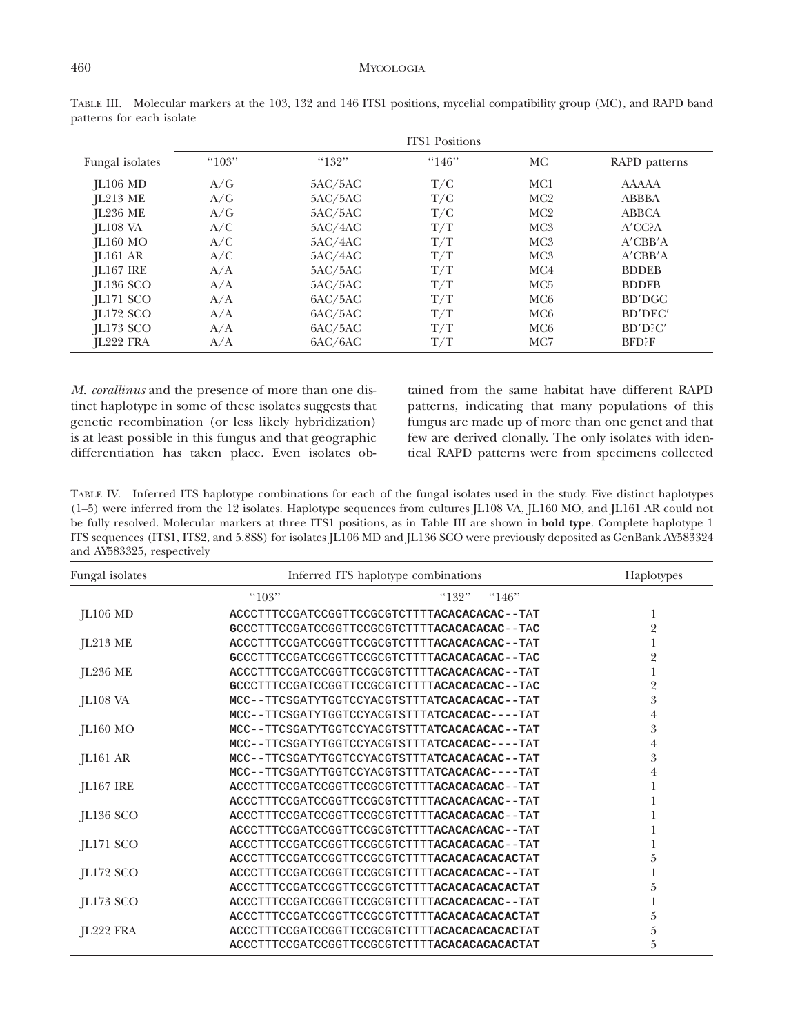TABLE III. Molecular markers at the 103, 132 and 146 ITS1 positions, mycelial compatibility group (MC), and RAPD band patterns for each isolate

| Fungal isolates | ITS1 Positions | | | | |
|---|---|---|---|---|---|
| | "103" | "132" | "146" | MC | RAPD patterns |
| JL106 MD | A/G | 5AC/5AC | T/C | MC1 | AAAAA |
| JL213 ME | A/G | 5AC/5AC | T/C | MC2 | ABBBA |
| JL236 ME | A/G | 5AC/5AC | T/C | MC2 | ABBCA |
| JL108 VA | A/C | 5AC/4AC | T/T | MC3 | A′CC?A |
| JL160 MO | A/C | 5AC/4AC | T/T | MC3 | A′CBB′A |
| JL161 AR | A/C | 5AC/4AC | T/T | MC3 | A′CBB′A |
| JL167 IRE | A/A | 5AC/5AC | T/T | MC4 | BDDEB |
| JL136 SCO | A/A | 5AC/5AC | T/T | MC5 | BDDFB |
| JL171 SCO | A/A | 6AC/5AC | T/T | MC6 | BD′DGC |
| JL172 SCO | A/A | 6AC/5AC | T/T | MC6 | BD′DEC′ |
| JL173 SCO | A/A | 6AC/5AC | T/T | MC6 | BD′D?C′ |
| JL222 FRA | A/A | 6AC/6AC | T/T | MC7 | BFD?F |

*M. corallinus* and the presence of more than one distinct haplotype in some of these isolates suggests that genetic recombination (or less likely hybridization) is at least possible in this fungus and that geographic differentiation has taken place. Even isolates obtained from the same habitat have different RAPD patterns, indicating that many populations of this fungus are made up of more than one genet and that few are derived clonally. The only isolates with identical RAPD patterns were from specimens collected

TABLE IV. Inferred ITS haplotype combinations for each of the fungal isolates used in the study. Five distinct haplotypes (1–5) were inferred from the 12 isolates. Haplotype sequences from cultures JL108 VA, JL160 MO, and JL161 AR could not be fully resolved. Molecular markers at three ITS1 positions, as in Table III are shown in **bold type**. Complete haplotype 1 ITS sequences (ITS1, ITS2, and 5.8SS) for isolates JL106 MD and JL136 SCO were previously deposited as GenBank AY583324 and AY583325, respectively

| Fungal isolates | Inferred ITS haplotype combinations ("103" ... "132" "146") | Haplotypes |
|---|---|---|
| JL106 MD | **A**CCCTTTCCGATCCGGTTCCGCGTCTTTT**ACACACACAC**--TA**T** | 1 |
| | **G**CCCTTTCCGATCCGGTTCCGCGTCTTTT**ACACACACAC**--TA**C** | 2 |
| JL213 ME | **A**CCCTTTCCGATCCGGTTCCGCGTCTTTT**ACACACACAC**--TA**T** | 1 |
| | **G**CCCTTTCCGATCCGGTTCCGCGTCTTTT**ACACACACAC**--TA**C** | 2 |
| JL236 ME | **A**CCCTTTCCGATCCGGTTCCGCGTCTTTT**ACACACACAC**--TA**T** | 1 |
| | **G**CCCTTTCCGATCCGGTTCCGCGTCTTTT**ACACACACAC**--TA**C** | 2 |
| JL108 VA | **M**CC--TTCSGATYTGGTCCYACGTSTTTA**TCACACAC**--TA**T** | 3 |
| | **M**CC--TTCSGATYTGGTCCYACGTSTTTA**TCACAC**----TA**T** | 4 |
| JL160 MO | **M**CC--TTCSGATYTGGTCCYACGTSTTTA**TCACACAC**--TA**T** | 3 |
| | **M**CC--TTCSGATYTGGTCCYACGTSTTTA**TCACAC**----TA**T** | 4 |
| JL161 AR | **M**CC--TTCSGATYTGGTCCYACGTSTTTA**TCACACAC**--TA**T** | 3 |
| | **M**CC--TTCSGATYTGGTCCYACGTSTTTA**TCACAC**----TA**T** | 4 |
| JL167 IRE | **A**CCCTTTCCGATCCGGTTCCGCGTCTTTT**ACACACACAC**--TA**T** | 1 |
| | **A**CCCTTTCCGATCCGGTTCCGCGTCTTTT**ACACACACAC**--TA**T** | 1 |
| JL136 SCO | **A**CCCTTTCCGATCCGGTTCCGCGTCTTTT**ACACACACAC**--TA**T** | 1 |
| | **A**CCCTTTCCGATCCGGTTCCGCGTCTTTT**ACACACACAC**--TA**T** | 1 |
| JL171 SCO | **A**CCCTTTCCGATCCGGTTCCGCGTCTTTT**ACACACACAC**--TA**T** | 1 |
| | **A**CCCTTTCCGATCCGGTTCCGCGTCTTTT**ACACACACACAC**TA**T** | 5 |
| JL172 SCO | **A**CCCTTTCCGATCCGGTTCCGCGTCTTTT**ACACACACAC**--TA**T** | 1 |
| | **A**CCCTTTCCGATCCGGTTCCGCGTCTTTT**ACACACACACAC**TA**T** | 5 |
| JL173 SCO | **A**CCCTTTCCGATCCGGTTCCGCGTCTTTT**ACACACACAC**--TA**T** | 1 |
| | **A**CCCTTTCCGATCCGGTTCCGCGTCTTTT**ACACACACACAC**TA**T** | 5 |
| JL222 FRA | **A**CCCTTTCCGATCCGGTTCCGCGTCTTTT**ACACACACACAC**TA**T** | 5 |
| | **A**CCCTTTCCGATCCGGTTCCGCGTCTTTT**ACACACACACAC**TA**T** | 5 |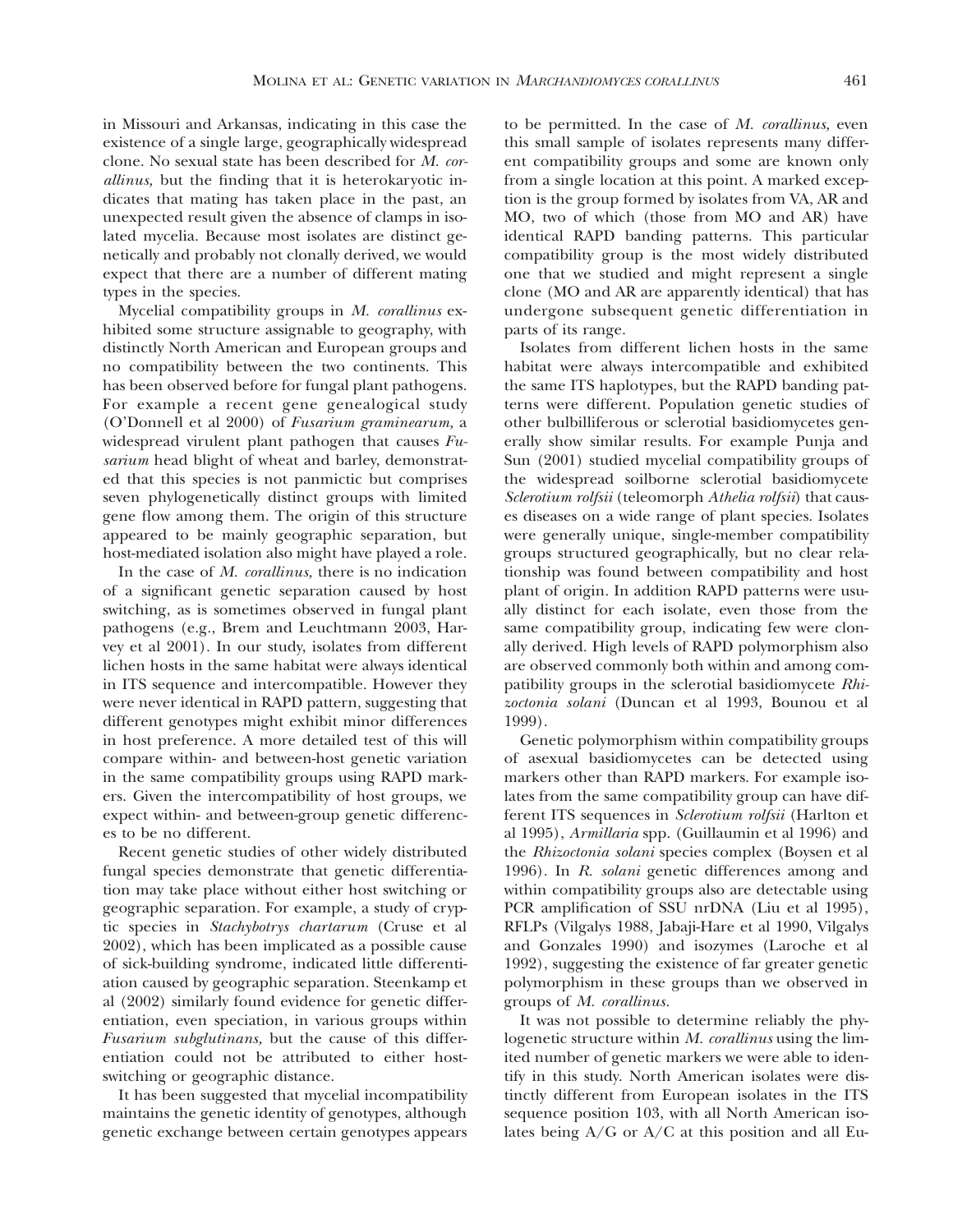in Missouri and Arkansas, indicating in this case the existence of a single large, geographically widespread clone. No sexual state has been described for *M. corallinus,* but the finding that it is heterokaryotic indicates that mating has taken place in the past, an unexpected result given the absence of clamps in isolated mycelia. Because most isolates are distinct genetically and probably not clonally derived, we would expect that there are a number of different mating types in the species.

Mycelial compatibility groups in *M. corallinus* exhibited some structure assignable to geography, with distinctly North American and European groups and no compatibility between the two continents. This has been observed before for fungal plant pathogens. For example a recent gene genealogical study (O'Donnell et al 2000) of *Fusarium graminearum,* a widespread virulent plant pathogen that causes *Fusarium* head blight of wheat and barley, demonstrated that this species is not panmictic but comprises seven phylogenetically distinct groups with limited gene flow among them. The origin of this structure appeared to be mainly geographic separation, but host-mediated isolation also might have played a role.

In the case of *M. corallinus,* there is no indication of a significant genetic separation caused by host switching, as is sometimes observed in fungal plant pathogens (e.g., Brem and Leuchtmann 2003, Harvey et al 2001). In our study, isolates from different lichen hosts in the same habitat were always identical in ITS sequence and intercompatible. However they were never identical in RAPD pattern, suggesting that different genotypes might exhibit minor differences in host preference. A more detailed test of this will compare within- and between-host genetic variation in the same compatibility groups using RAPD markers. Given the intercompatibility of host groups, we expect within- and between-group genetic differences to be no different.

Recent genetic studies of other widely distributed fungal species demonstrate that genetic differentiation may take place without either host switching or geographic separation. For example, a study of cryptic species in *Stachybotrys chartarum* (Cruse et al 2002), which has been implicated as a possible cause of sick-building syndrome, indicated little differentiation caused by geographic separation. Steenkamp et al (2002) similarly found evidence for genetic differentiation, even speciation, in various groups within *Fusarium subglutinans,* but the cause of this differentiation could not be attributed to either host-switching or geographic distance.

It has been suggested that mycelial incompatibility maintains the genetic identity of genotypes, although genetic exchange between certain genotypes appears to be permitted. In the case of *M. corallinus,* even this small sample of isolates represents many different compatibility groups and some are known only from a single location at this point. A marked exception is the group formed by isolates from VA, AR and MO, two of which (those from MO and AR) have identical RAPD banding patterns. This particular compatibility group is the most widely distributed one that we studied and might represent a single clone (MO and AR are apparently identical) that has undergone subsequent genetic differentiation in parts of its range.

Isolates from different lichen hosts in the same habitat were always intercompatible and exhibited the same ITS haplotypes, but the RAPD banding patterns were different. Population genetic studies of other bulbilliferous or sclerotial basidiomycetes generally show similar results. For example Punja and Sun (2001) studied mycelial compatibility groups of the widespread soilborne sclerotial basidiomycete *Sclerotium rolfsii* (teleomorph *Athelia rolfsii*) that causes diseases on a wide range of plant species. Isolates were generally unique, single-member compatibility groups structured geographically, but no clear relationship was found between compatibility and host plant of origin. In addition RAPD patterns were usually distinct for each isolate, even those from the same compatibility group, indicating few were clonally derived. High levels of RAPD polymorphism also are observed commonly both within and among compatibility groups in the sclerotial basidiomycete *Rhizoctonia solani* (Duncan et al 1993, Bounou et al 1999).

Genetic polymorphism within compatibility groups of asexual basidiomycetes can be detected using markers other than RAPD markers. For example isolates from the same compatibility group can have different ITS sequences in *Sclerotium rolfsii* (Harlton et al 1995), *Armillaria* spp. (Guillaumin et al 1996) and the *Rhizoctonia solani* species complex (Boysen et al 1996). In *R. solani* genetic differences among and within compatibility groups also are detectable using PCR amplification of SSU nrDNA (Liu et al 1995), RFLPs (Vilgalys 1988, Jabaji-Hare et al 1990, Vilgalys and Gonzales 1990) and isozymes (Laroche et al 1992), suggesting the existence of far greater genetic polymorphism in these groups than we observed in groups of *M. corallinus.*

It was not possible to determine reliably the phylogenetic structure within *M. corallinus* using the limited number of genetic markers we were able to identify in this study. North American isolates were distinctly different from European isolates in the ITS sequence position 103, with all North American isolates being A/G or A/C at this position and all Eu-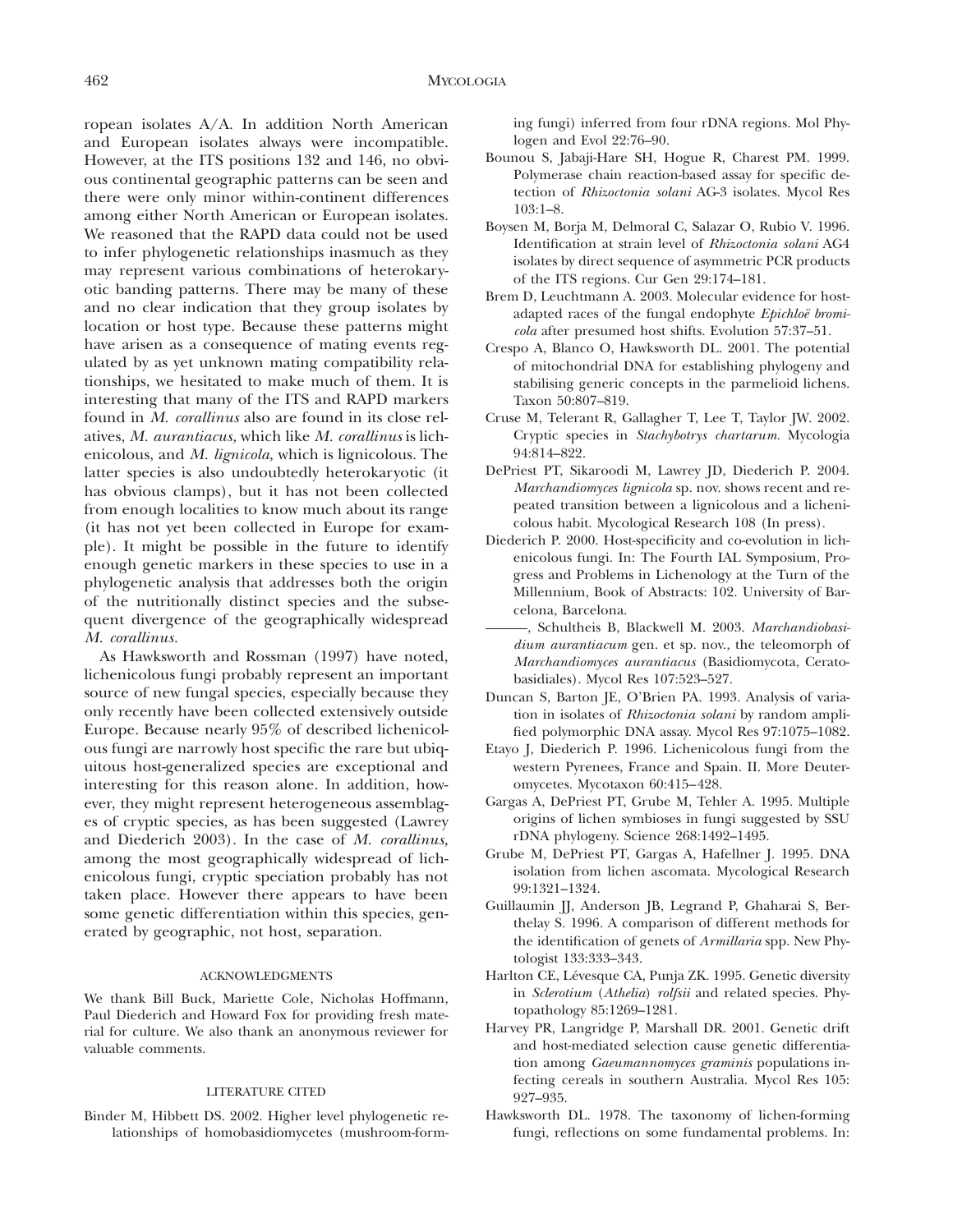ropean isolates A/A. In addition North American and European isolates always were incompatible. However, at the ITS positions 132 and 146, no obvious continental geographic patterns can be seen and there were only minor within-continent differences among either North American or European isolates. We reasoned that the RAPD data could not be used to infer phylogenetic relationships inasmuch as they may represent various combinations of heterokaryotic banding patterns. There may be many of these and no clear indication that they group isolates by location or host type. Because these patterns might have arisen as a consequence of mating events regulated by as yet unknown mating compatibility relationships, we hesitated to make much of them. It is interesting that many of the ITS and RAPD markers found in *M. corallinus* also are found in its close relatives, *M. aurantiacus,* which like *M. corallinus* is lichenicolous, and *M. lignicola,* which is lignicolous. The latter species is also undoubtedly heterokaryotic (it has obvious clamps), but it has not been collected from enough localities to know much about its range (it has not yet been collected in Europe for example). It might be possible in the future to identify enough genetic markers in these species to use in a phylogenetic analysis that addresses both the origin of the nutritionally distinct species and the subsequent divergence of the geographically widespread *M. corallinus.*

As Hawksworth and Rossman (1997) have noted, lichenicolous fungi probably represent an important source of new fungal species, especially because they only recently have been collected extensively outside Europe. Because nearly 95% of described lichenicolous fungi are narrowly host specific the rare but ubiquitous host-generalized species are exceptional and interesting for this reason alone. In addition, however, they might represent heterogeneous assemblages of cryptic species, as has been suggested (Lawrey and Diederich 2003). In the case of *M. corallinus,* among the most geographically widespread of lichenicolous fungi, cryptic speciation probably has not taken place. However there appears to have been some genetic differentiation within this species, generated by geographic, not host, separation.

## ACKNOWLEDGMENTS

We thank Bill Buck, Mariette Cole, Nicholas Hoffmann, Paul Diederich and Howard Fox for providing fresh material for culture. We also thank an anonymous reviewer for valuable comments.

## LITERATURE CITED

Binder M, Hibbett DS. 2002. Higher level phylogenetic relationships of homobasidiomycetes (mushroom-forming fungi) inferred from four rDNA regions. Mol Phylogen and Evol 22:76–90.

Bounou S, Jabaji-Hare SH, Hogue R, Charest PM. 1999. Polymerase chain reaction-based assay for specific detection of *Rhizoctonia solani* AG-3 isolates. Mycol Res 103:1–8.

Boysen M, Borja M, Delmoral C, Salazar O, Rubio V. 1996. Identification at strain level of *Rhizoctonia solani* AG4 isolates by direct sequence of asymmetric PCR products of the ITS regions. Cur Gen 29:174–181.

Brem D, Leuchtmann A. 2003. Molecular evidence for host-adapted races of the fungal endophyte *Epichloë bromicola* after presumed host shifts. Evolution 57:37–51.

Crespo A, Blanco O, Hawksworth DL. 2001. The potential of mitochondrial DNA for establishing phylogeny and stabilising generic concepts in the parmelioid lichens. Taxon 50:807–819.

Cruse M, Telerant R, Gallagher T, Lee T, Taylor JW. 2002. Cryptic species in *Stachybotrys chartarum.* Mycologia 94:814–822.

DePriest PT, Sikaroodi M, Lawrey JD, Diederich P. 2004. *Marchandiomyces lignicola* sp. nov. shows recent and repeated transition between a lignicolous and a lichenicolous habit. Mycological Research 108 (In press).

Diederich P. 2000. Host-specificity and co-evolution in lichenicolous fungi. In: The Fourth IAL Symposium, Progress and Problems in Lichenology at the Turn of the Millennium, Book of Abstracts: 102. University of Barcelona, Barcelona.

———, Schultheis B, Blackwell M. 2003. *Marchandiobasidium aurantiacum* gen. et sp. nov., the teleomorph of *Marchandiomyces aurantiacus* (Basidiomycota, Ceratobasidiales). Mycol Res 107:523–527.

Duncan S, Barton JE, O'Brien PA. 1993. Analysis of variation in isolates of *Rhizoctonia solani* by random amplified polymorphic DNA assay. Mycol Res 97:1075–1082.

Etayo J, Diederich P. 1996. Lichenicolous fungi from the western Pyrenees, France and Spain. II. More Deuteromycetes. Mycotaxon 60:415–428.

Gargas A, DePriest PT, Grube M, Tehler A. 1995. Multiple origins of lichen symbioses in fungi suggested by SSU rDNA phylogeny. Science 268:1492–1495.

Grube M, DePriest PT, Gargas A, Hafellner J. 1995. DNA isolation from lichen ascomata. Mycological Research 99:1321–1324.

Guillaumin JJ, Anderson JB, Legrand P, Ghaharai S, Berthelay S. 1996. A comparison of different methods for the identification of genets of *Armillaria* spp. New Phytologist 133:333–343.

Harlton CE, Lévesque CA, Punja ZK. 1995. Genetic diversity in *Sclerotium* (*Athelia*) *rolfsii* and related species. Phytopathology 85:1269–1281.

Harvey PR, Langridge P, Marshall DR. 2001. Genetic drift and host-mediated selection cause genetic differentiation among *Gaeumannomyces graminis* populations infecting cereals in southern Australia. Mycol Res 105: 927–935.

Hawksworth DL. 1978. The taxonomy of lichen-forming fungi, reflections on some fundamental problems. In: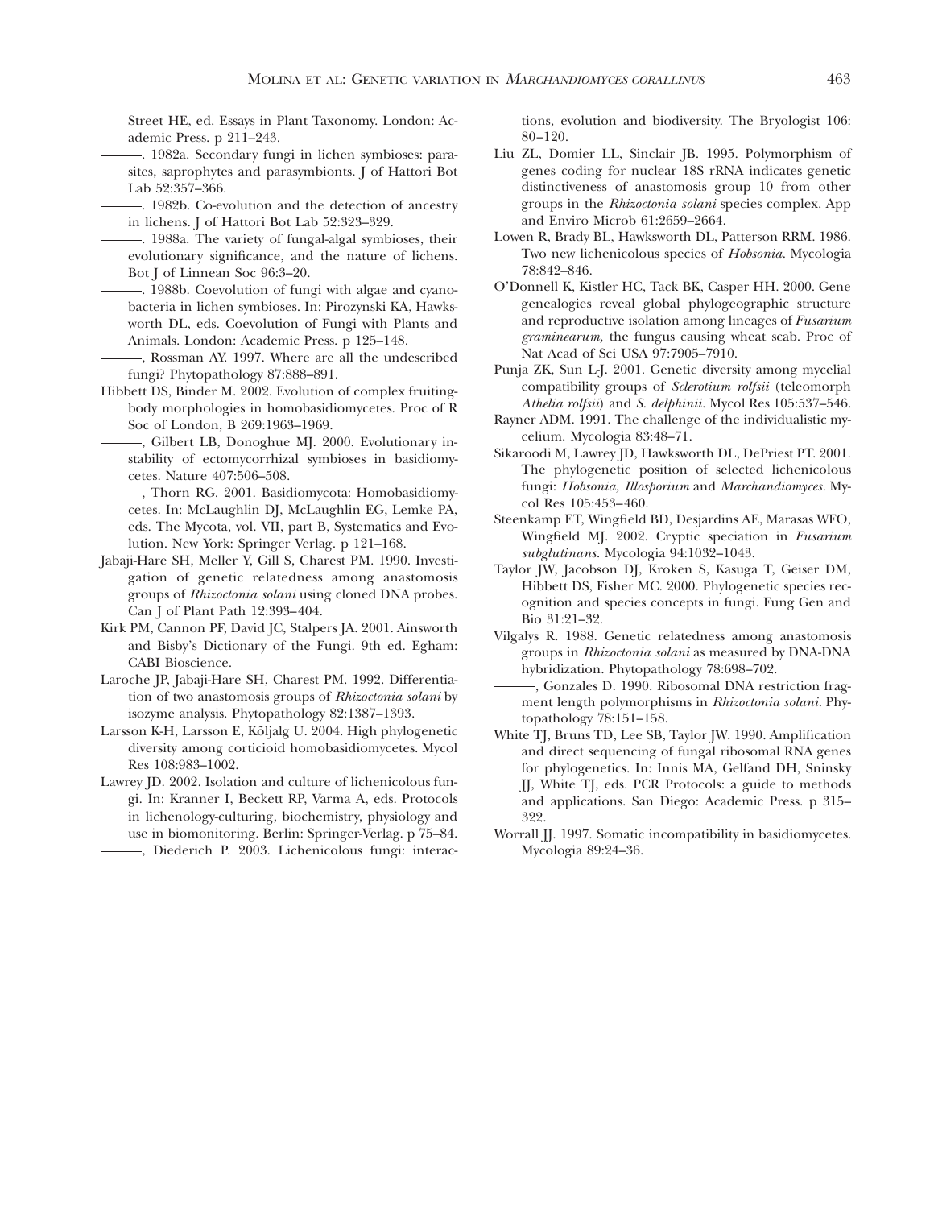Street HE, ed. Essays in Plant Taxonomy. London: Academic Press. p 211–243.

———. 1982a. Secondary fungi in lichen symbioses: parasites, saprophytes and parasymbionts. J of Hattori Bot Lab 52:357–366.

———. 1982b. Co-evolution and the detection of ancestry in lichens. J of Hattori Bot Lab 52:323–329.

———. 1988a. The variety of fungal-algal symbioses, their evolutionary significance, and the nature of lichens. Bot J of Linnean Soc 96:3–20.

———. 1988b. Coevolution of fungi with algae and cyanobacteria in lichen symbioses. In: Pirozynski KA, Hawksworth DL, eds. Coevolution of Fungi with Plants and Animals. London: Academic Press. p 125–148.

———, Rossman AY. 1997. Where are all the undescribed fungi? Phytopathology 87:888–891.

Hibbett DS, Binder M. 2002. Evolution of complex fruiting-body morphologies in homobasidiomycetes. Proc of R Soc of London, B 269:1963–1969.

———, Gilbert LB, Donoghue MJ. 2000. Evolutionary instability of ectomycorrhizal symbioses in basidiomycetes. Nature 407:506–508.

———, Thorn RG. 2001. Basidiomycota: Homobasidiomycetes. In: McLaughlin DJ, McLaughlin EG, Lemke PA, eds. The Mycota, vol. VII, part B, Systematics and Evolution. New York: Springer Verlag. p 121–168.

Jabaji-Hare SH, Meller Y, Gill S, Charest PM. 1990. Investigation of genetic relatedness among anastomosis groups of *Rhizoctonia solani* using cloned DNA probes. Can J of Plant Path 12:393–404.

Kirk PM, Cannon PF, David JC, Stalpers JA. 2001. Ainsworth and Bisby's Dictionary of the Fungi. 9th ed. Egham: CABI Bioscience.

Laroche JP, Jabaji-Hare SH, Charest PM. 1992. Differentiation of two anastomosis groups of *Rhizoctonia solani* by isozyme analysis. Phytopathology 82:1387–1393.

Larsson K-H, Larsson E, Kõljalg U. 2004. High phylogenetic diversity among corticioid homobasidiomycetes. Mycol Res 108:983–1002.

Lawrey JD. 2002. Isolation and culture of lichenicolous fungi. In: Kranner I, Beckett RP, Varma A, eds. Protocols in lichenology-culturing, biochemistry, physiology and use in biomonitoring. Berlin: Springer-Verlag. p 75–84.

———, Diederich P. 2003. Lichenicolous fungi: interactions, evolution and biodiversity. The Bryologist 106: 80–120.

Liu ZL, Domier LL, Sinclair JB. 1995. Polymorphism of genes coding for nuclear 18S rRNA indicates genetic distinctiveness of anastomosis group 10 from other groups in the *Rhizoctonia solani* species complex. App and Enviro Microb 61:2659–2664.

Lowen R, Brady BL, Hawksworth DL, Patterson RRM. 1986. Two new lichenicolous species of *Hobsonia*. Mycologia 78:842–846.

O'Donnell K, Kistler HC, Tack BK, Casper HH. 2000. Gene genealogies reveal global phylogeographic structure and reproductive isolation among lineages of *Fusarium graminearum*, the fungus causing wheat scab. Proc of Nat Acad of Sci USA 97:7905–7910.

Punja ZK, Sun L-J. 2001. Genetic diversity among mycelial compatibility groups of *Sclerotium rolfsii* (teleomorph *Athelia rolfsii*) and *S. delphinii*. Mycol Res 105:537–546.

Rayner ADM. 1991. The challenge of the individualistic mycelium. Mycologia 83:48–71.

Sikaroodi M, Lawrey JD, Hawksworth DL, DePriest PT. 2001. The phylogenetic position of selected lichenicolous fungi: *Hobsonia*, *Illosporium* and *Marchandiomyces*. Mycol Res 105:453–460.

Steenkamp ET, Wingfield BD, Desjardins AE, Marasas WFO, Wingfield MJ. 2002. Cryptic speciation in *Fusarium subglutinans*. Mycologia 94:1032–1043.

Taylor JW, Jacobson DJ, Kroken S, Kasuga T, Geiser DM, Hibbett DS, Fisher MC. 2000. Phylogenetic species recognition and species concepts in fungi. Fung Gen and Bio 31:21–32.

Vilgalys R. 1988. Genetic relatedness among anastomosis groups in *Rhizoctonia solani* as measured by DNA-DNA hybridization. Phytopathology 78:698–702.

———, Gonzales D. 1990. Ribosomal DNA restriction fragment length polymorphisms in *Rhizoctonia solani*. Phytopathology 78:151–158.

White TJ, Bruns TD, Lee SB, Taylor JW. 1990. Amplification and direct sequencing of fungal ribosomal RNA genes for phylogenetics. In: Innis MA, Gelfand DH, Sninsky JJ, White TJ, eds. PCR Protocols: a guide to methods and applications. San Diego: Academic Press. p 315–322.

Worrall JJ. 1997. Somatic incompatibility in basidiomycetes. Mycologia 89:24–36.